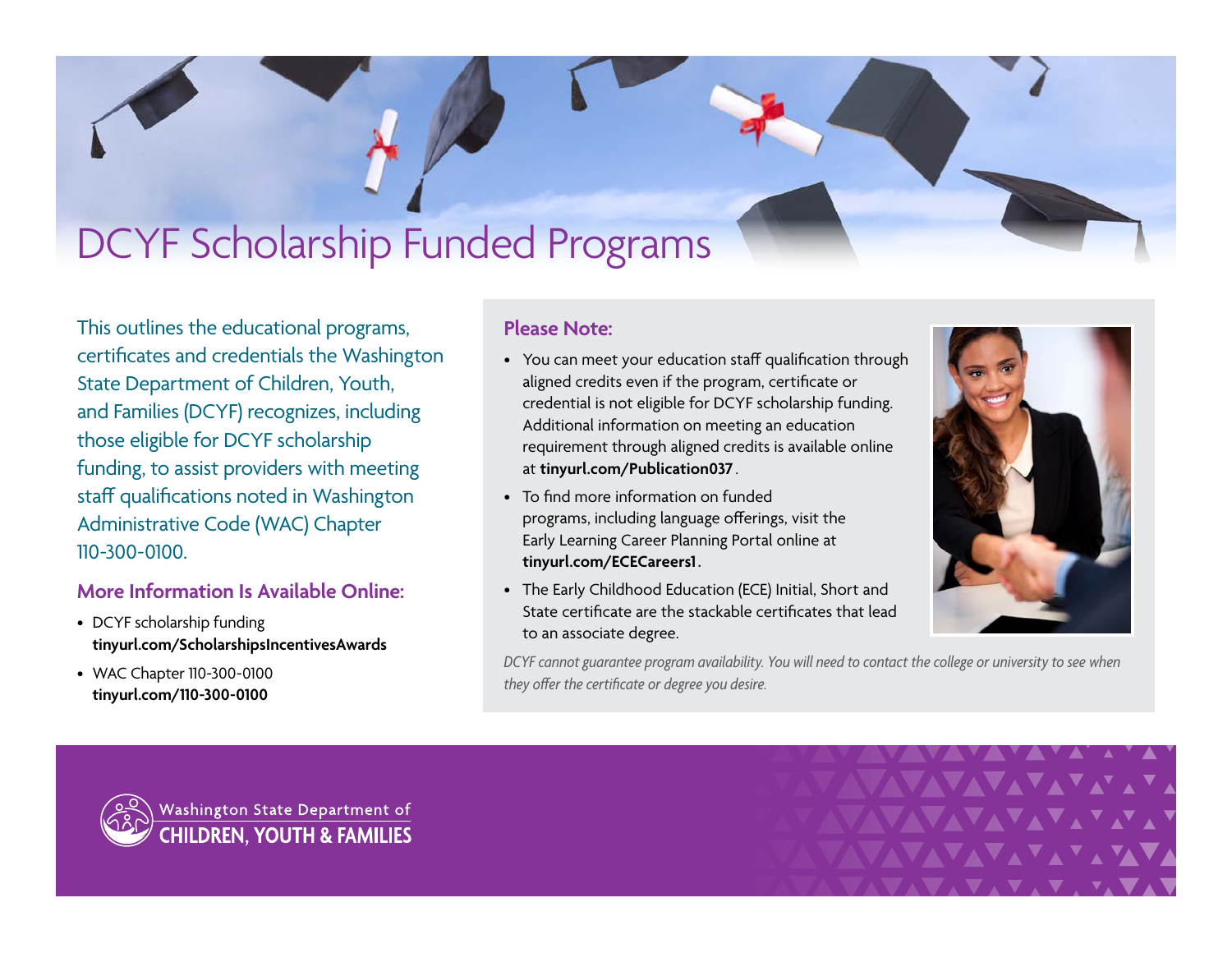# DCYF Scholarship Funded Programs

This outlines the educational programs, certificates and credentials the Washington State Department of Children, Youth, and Families (DCYF) recognizes, including those eligible for DCYF scholarship funding, to assist providers with meeting staff qualifications noted in Washington Administrative Code (WAC) Chapter 110-300-0100.

## More Information Is Available Online:

- DCYF scholarship funding **tinyurl.com/ScholarshipsIncentivesAwards**
- WAC Chapter 110-300-0100 **tinyurl.com/110-300-0100**

## Please Note:

- You can meet your education staff qualification through aligned credits even if the program, certificate or credential is not eligible for DCYF scholarship funding. Additional information on meeting an education requirement through aligned credits is available online at **tinyurl.com/Publication037**.
- To find more information on funded programs, including language offerings, visit the Early Learning Career Planning Portal online at **tinyurl.com/ECECareers1**.
- The Early Childhood Education (ECE) Initial, Short and State certificate are the stackable certificates that lead to an associate degree.

*DCYF cannot guarantee program availability. You will need to contact the college or university to see when they offer the certificate or degree you desire.*

Washington State Department of
**CHILDREN, YOUTH & FAMILIES**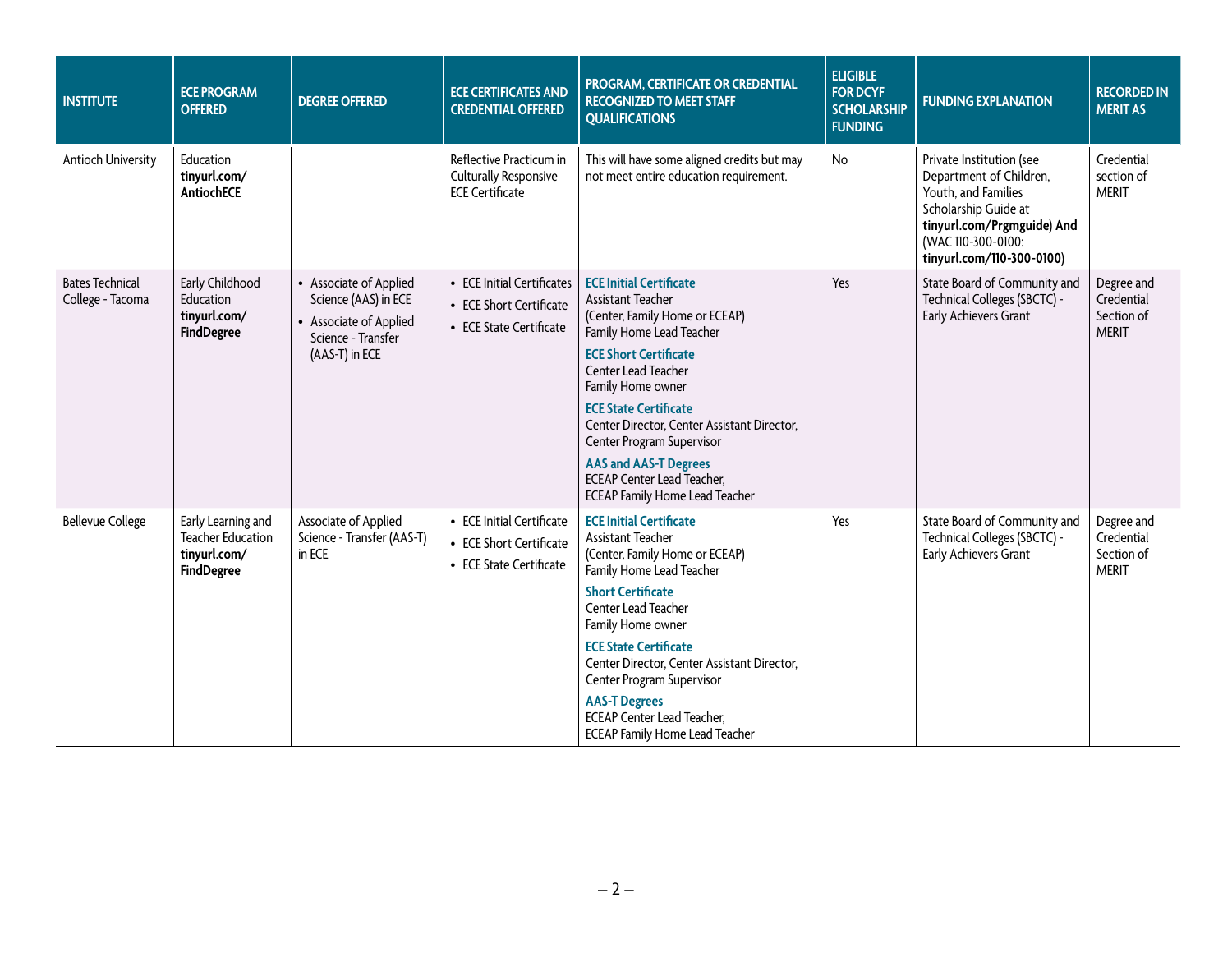| INSTITUTE | ECE PROGRAM OFFERED | DEGREE OFFERED | ECE CERTIFICATES AND CREDENTIAL OFFERED | PROGRAM, CERTIFICATE OR CREDENTIAL RECOGNIZED TO MEET STAFF QUALIFICATIONS | ELIGIBLE FOR DCYF SCHOLARSHIP FUNDING | FUNDING EXPLANATION | RECORDED IN MERIT AS |
|---|---|---|---|---|---|---|---|
| Antioch University | Education **tinyurl.com/AntiochECE** | | Reflective Practicum in Culturally Responsive ECE Certificate | This will have some aligned credits but may not meet entire education requirement. | No | Private Institution (see Department of Children, Youth, and Families Scholarship Guide at **tinyurl.com/Prgmguide**) **And** (WAC 110-300-0100: **tinyurl.com/110-300-0100**) | Credential section of MERIT |
| Bates Technical College - Tacoma | Early Childhood Education **tinyurl.com/FindDegree** | • Associate of Applied Science (AAS) in ECE<br>• Associate of Applied Science - Transfer (AAS-T) in ECE | • ECE Initial Certificates<br>• ECE Short Certificate<br>• ECE State Certificate | **ECE Initial Certificate**<br>Assistant Teacher<br>(Center, Family Home or ECEAP)<br>Family Home Lead Teacher<br>**ECE Short Certificate**<br>Center Lead Teacher<br>Family Home owner<br>**ECE State Certificate**<br>Center Director, Center Assistant Director, Center Program Supervisor<br>**AAS and AAS-T Degrees**<br>ECEAP Center Lead Teacher,<br>ECEAP Family Home Lead Teacher | Yes | State Board of Community and Technical Colleges (SBCTC) - Early Achievers Grant | Degree and Credential Section of MERIT |
| Bellevue College | Early Learning and Teacher Education **tinyurl.com/FindDegree** | Associate of Applied Science - Transfer (AAS-T) in ECE | • ECE Initial Certificate<br>• ECE Short Certificate<br>• ECE State Certificate | **ECE Initial Certificate**<br>Assistant Teacher<br>(Center, Family Home or ECEAP)<br>Family Home Lead Teacher<br>**Short Certificate**<br>Center Lead Teacher<br>Family Home owner<br>**ECE State Certificate**<br>Center Director, Center Assistant Director, Center Program Supervisor<br>**AAS-T Degrees**<br>ECEAP Center Lead Teacher,<br>ECEAP Family Home Lead Teacher | Yes | State Board of Community and Technical Colleges (SBCTC) - Early Achievers Grant | Degree and Credential Section of MERIT |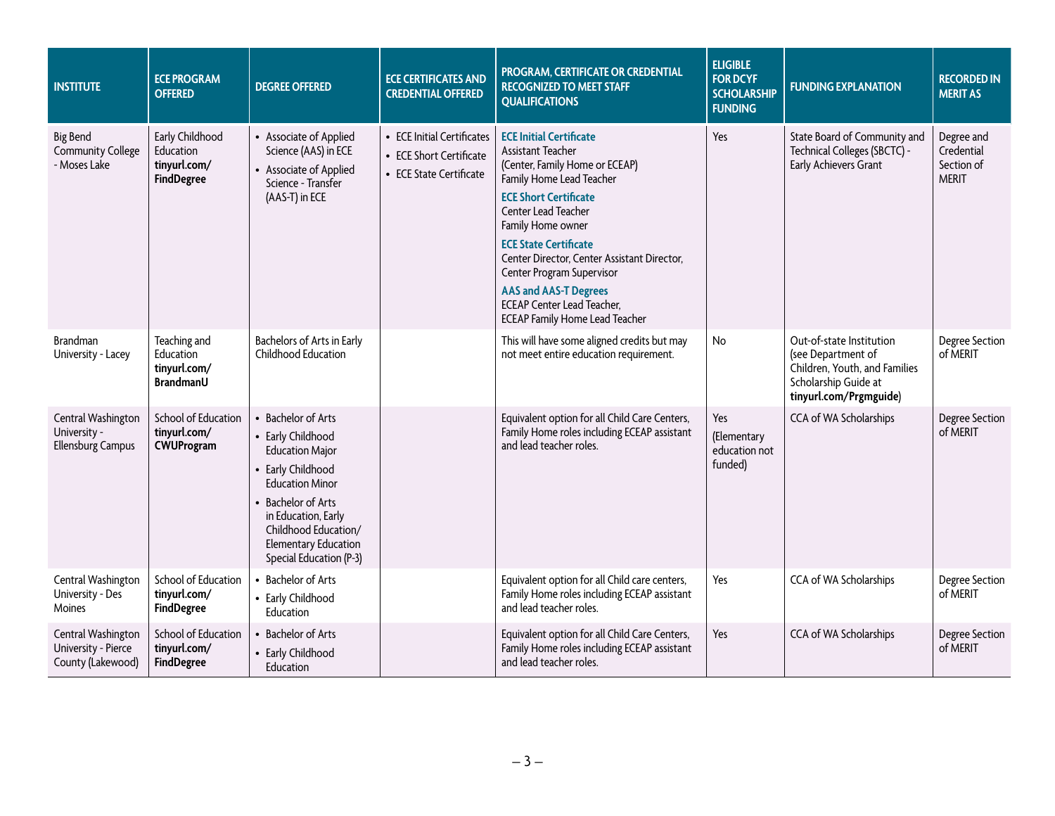| INSTITUTE | ECE PROGRAM OFFERED | DEGREE OFFERED | ECE CERTIFICATES AND CREDENTIAL OFFERED | PROGRAM, CERTIFICATE OR CREDENTIAL RECOGNIZED TO MEET STAFF QUALIFICATIONS | ELIGIBLE FOR DCYF SCHOLARSHIP FUNDING | FUNDING EXPLANATION | RECORDED IN MERIT AS |
|---|---|---|---|---|---|---|---|
| Big Bend Community College - Moses Lake | Early Childhood Education **tinyurl.com/FindDegree** | • Associate of Applied Science (AAS) in ECE<br>• Associate of Applied Science - Transfer (AAS-T) in ECE | • ECE Initial Certificates<br>• ECE Short Certificate<br>• ECE State Certificate | **ECE Initial Certificate**<br>Assistant Teacher<br>(Center, Family Home or ECEAP)<br>Family Home Lead Teacher<br>**ECE Short Certificate**<br>Center Lead Teacher<br>Family Home owner<br>**ECE State Certificate**<br>Center Director, Center Assistant Director, Center Program Supervisor<br>**AAS and AAS-T Degrees**<br>ECEAP Center Lead Teacher,<br>ECEAP Family Home Lead Teacher | Yes | State Board of Community and Technical Colleges (SBCTC) - Early Achievers Grant | Degree and Credential Section of MERIT |
| Brandman University - Lacey | Teaching and Education **tinyurl.com/BrandmanU** | Bachelors of Arts in Early Childhood Education | | This will have some aligned credits but may not meet entire education requirement. | No | Out-of-state Institution (see Department of Children, Youth, and Families Scholarship Guide at **tinyurl.com/Prgmguide**) | Degree Section of MERIT |
| Central Washington University - Ellensburg Campus | School of Education **tinyurl.com/CWUProgram** | • Bachelor of Arts<br>• Early Childhood Education Major<br>• Early Childhood Education Minor<br>• Bachelor of Arts in Education, Early Childhood Education/ Elementary Education Special Education (P-3) | | Equivalent option for all Child Care Centers, Family Home roles including ECEAP assistant and lead teacher roles. | Yes (Elementary education not funded) | CCA of WA Scholarships | Degree Section of MERIT |
| Central Washington University - Des Moines | School of Education **tinyurl.com/FindDegree** | • Bachelor of Arts<br>• Early Childhood Education | | Equivalent option for all Child care centers, Family Home roles including ECEAP assistant and lead teacher roles. | Yes | CCA of WA Scholarships | Degree Section of MERIT |
| Central Washington University - Pierce County (Lakewood) | School of Education **tinyurl.com/FindDegree** | • Bachelor of Arts<br>• Early Childhood Education | | Equivalent option for all Child Care Centers, Family Home roles including ECEAP assistant and lead teacher roles. | Yes | CCA of WA Scholarships | Degree Section of MERIT |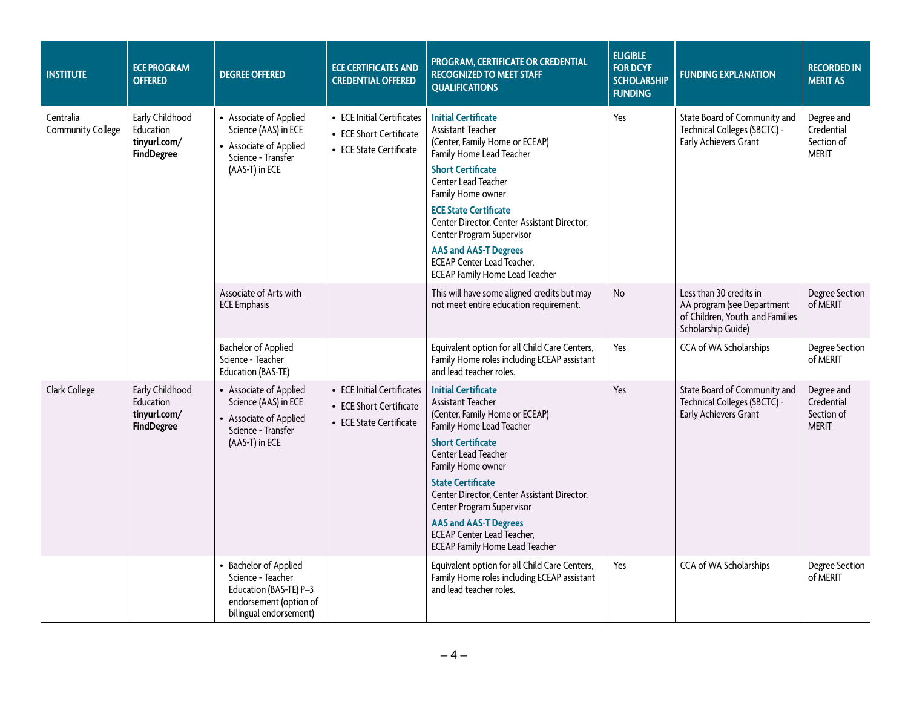| INSTITUTE | ECE PROGRAM OFFERED | DEGREE OFFERED | ECE CERTIFICATES AND CREDENTIAL OFFERED | PROGRAM, CERTIFICATE OR CREDENTIAL RECOGNIZED TO MEET STAFF QUALIFICATIONS | ELIGIBLE FOR DCYF SCHOLARSHIP FUNDING | FUNDING EXPLANATION | RECORDED IN MERIT AS |
|---|---|---|---|---|---|---|---|
| Centralia Community College | Early Childhood Education **tinyurl.com/FindDegree** | • Associate of Applied Science (AAS) in ECE<br>• Associate of Applied Science - Transfer (AAS-T) in ECE | • ECE Initial Certificates<br>• ECE Short Certificate<br>• ECE State Certificate | **Initial Certificate**<br>Assistant Teacher (Center, Family Home or ECEAP)<br>Family Home Lead Teacher<br>**Short Certificate**<br>Center Lead Teacher<br>Family Home owner<br>**ECE State Certificate**<br>Center Director, Center Assistant Director, Center Program Supervisor<br>**AAS and AAS-T Degrees**<br>ECEAP Center Lead Teacher,<br>ECEAP Family Home Lead Teacher | Yes | State Board of Community and Technical Colleges (SBCTC) - Early Achievers Grant | Degree and Credential Section of MERIT |
| | | Associate of Arts with ECE Emphasis | | This will have some aligned credits but may not meet entire education requirement. | No | Less than 30 credits in AA program (see Department of Children, Youth, and Families Scholarship Guide) | Degree Section of MERIT |
| | | Bachelor of Applied Science - Teacher Education (BAS-TE) | | Equivalent option for all Child Care Centers, Family Home roles including ECEAP assistant and lead teacher roles. | Yes | CCA of WA Scholarships | Degree Section of MERIT |
| Clark College | Early Childhood Education **tinyurl.com/FindDegree** | • Associate of Applied Science (AAS) in ECE<br>• Associate of Applied Science - Transfer (AAS-T) in ECE | • ECE Initial Certificates<br>• ECE Short Certificate<br>• ECE State Certificate | **Initial Certificate**<br>Assistant Teacher (Center, Family Home or ECEAP)<br>Family Home Lead Teacher<br>**Short Certificate**<br>Center Lead Teacher<br>Family Home owner<br>**State Certificate**<br>Center Director, Center Assistant Director, Center Program Supervisor<br>**AAS and AAS-T Degrees**<br>ECEAP Center Lead Teacher,<br>ECEAP Family Home Lead Teacher | Yes | State Board of Community and Technical Colleges (SBCTC) - Early Achievers Grant | Degree and Credential Section of MERIT |
| | | • Bachelor of Applied Science - Teacher Education (BAS-TE) P–3 endorsement (option of bilingual endorsement) | | Equivalent option for all Child Care Centers, Family Home roles including ECEAP assistant and lead teacher roles. | Yes | CCA of WA Scholarships | Degree Section of MERIT |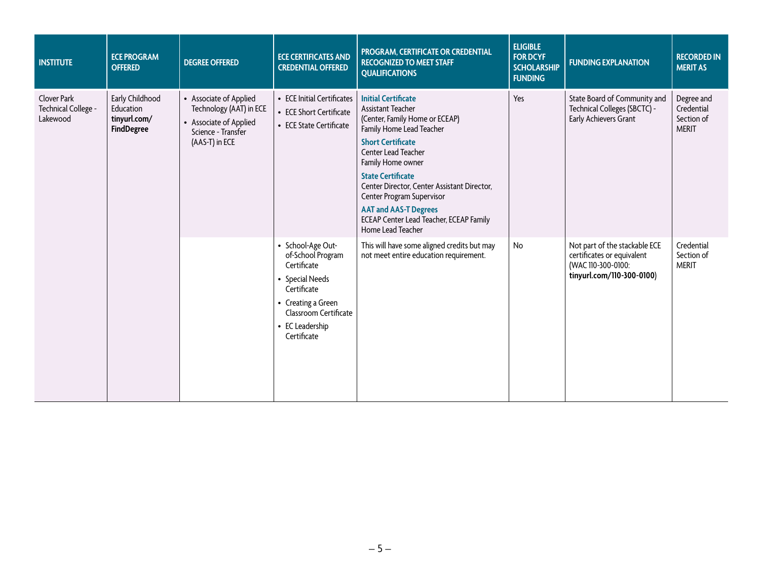| INSTITUTE | ECE PROGRAM OFFERED | DEGREE OFFERED | ECE CERTIFICATES AND CREDENTIAL OFFERED | PROGRAM, CERTIFICATE OR CREDENTIAL RECOGNIZED TO MEET STAFF QUALIFICATIONS | ELIGIBLE FOR DCYF SCHOLARSHIP FUNDING | FUNDING EXPLANATION | RECORDED IN MERIT AS |
|---|---|---|---|---|---|---|---|
| Clover Park Technical College - Lakewood | Early Childhood Education **tinyurl.com/FindDegree** | • Associate of Applied Technology (AAT) in ECE<br>• Associate of Applied Science - Transfer (AAS-T) in ECE | • ECE Initial Certificates<br>• ECE Short Certificate<br>• ECE State Certificate | **Initial Certificate**<br>Assistant Teacher (Center, Family Home or ECEAP)<br>Family Home Lead Teacher<br>**Short Certificate**<br>Center Lead Teacher<br>Family Home owner<br>**State Certificate**<br>Center Director, Center Assistant Director, Center Program Supervisor<br>**AAT and AAS-T Degrees**<br>ECEAP Center Lead Teacher, ECEAP Family Home Lead Teacher | Yes | State Board of Community and Technical Colleges (SBCTC) - Early Achievers Grant | Degree and Credential Section of MERIT |
| | | | • School-Age Out-of-School Program Certificate<br>• Special Needs Certificate<br>• Creating a Green Classroom Certificate<br>• EC Leadership Certificate | This will have some aligned credits but may not meet entire education requirement. | No | Not part of the stackable ECE certificates or equivalent (WAC 110-300-0100: **tinyurl.com/110-300-0100**) | Credential Section of MERIT |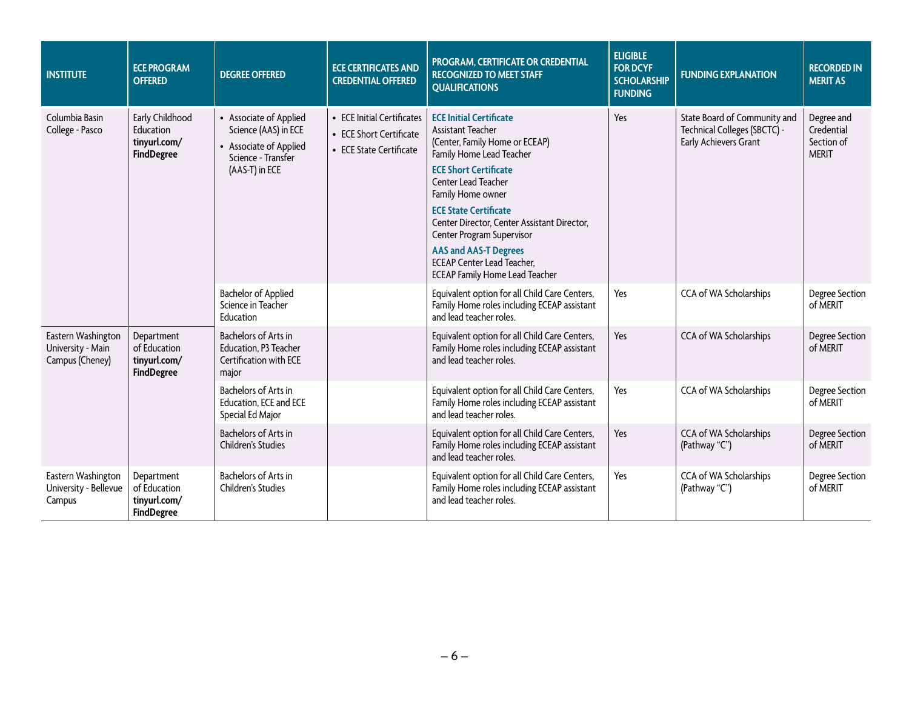| INSTITUTE | ECE PROGRAM OFFERED | DEGREE OFFERED | ECE CERTIFICATES AND CREDENTIAL OFFERED | PROGRAM, CERTIFICATE OR CREDENTIAL RECOGNIZED TO MEET STAFF QUALIFICATIONS | ELIGIBLE FOR DCYF SCHOLARSHIP FUNDING | FUNDING EXPLANATION | RECORDED IN MERIT AS |
|---|---|---|---|---|---|---|---|
| Columbia Basin College - Pasco | Early Childhood Education **tinyurl.com/ FindDegree** | • Associate of Applied Science (AAS) in ECE<br>• Associate of Applied Science - Transfer (AAS-T) in ECE | • ECE Initial Certificates<br>• ECE Short Certificate<br>• ECE State Certificate | **ECE Initial Certificate**<br>Assistant Teacher<br>(Center, Family Home or ECEAP)<br>Family Home Lead Teacher<br>**ECE Short Certificate**<br>Center Lead Teacher<br>Family Home owner<br>**ECE State Certificate**<br>Center Director, Center Assistant Director, Center Program Supervisor<br>**AAS and AAS-T Degrees**<br>ECEAP Center Lead Teacher,<br>ECEAP Family Home Lead Teacher | Yes | State Board of Community and Technical Colleges (SBCTC) - Early Achievers Grant | Degree and Credential Section of MERIT |
| | | Bachelor of Applied Science in Teacher Education | | Equivalent option for all Child Care Centers, Family Home roles including ECEAP assistant and lead teacher roles. | Yes | CCA of WA Scholarships | Degree Section of MERIT |
| Eastern Washington University - Main Campus (Cheney) | Department of Education **tinyurl.com/ FindDegree** | Bachelors of Arts in Education, P3 Teacher Certification with ECE major | | Equivalent option for all Child Care Centers, Family Home roles including ECEAP assistant and lead teacher roles. | Yes | CCA of WA Scholarships | Degree Section of MERIT |
| | | Bachelors of Arts in Education, ECE and ECE Special Ed Major | | Equivalent option for all Child Care Centers, Family Home roles including ECEAP assistant and lead teacher roles. | Yes | CCA of WA Scholarships | Degree Section of MERIT |
| | | Bachelors of Arts in Children's Studies | | Equivalent option for all Child Care Centers, Family Home roles including ECEAP assistant and lead teacher roles. | Yes | CCA of WA Scholarships (Pathway "C") | Degree Section of MERIT |
| Eastern Washington University - Bellevue Campus | Department of Education **tinyurl.com/ FindDegree** | Bachelors of Arts in Children's Studies | | Equivalent option for all Child Care Centers, Family Home roles including ECEAP assistant and lead teacher roles. | Yes | CCA of WA Scholarships (Pathway "C") | Degree Section of MERIT |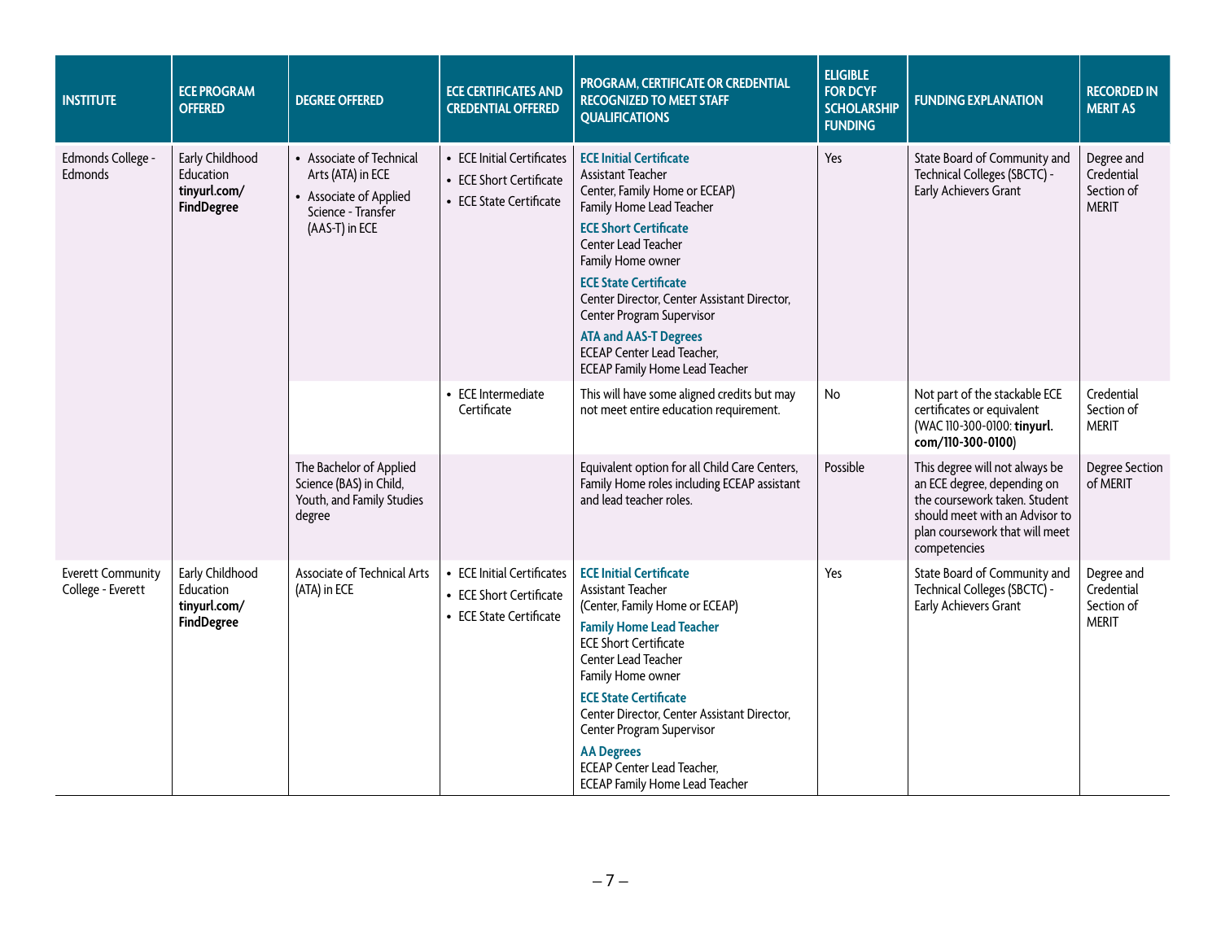| INSTITUTE | ECE PROGRAM OFFERED | DEGREE OFFERED | ECE CERTIFICATES AND CREDENTIAL OFFERED | PROGRAM, CERTIFICATE OR CREDENTIAL RECOGNIZED TO MEET STAFF QUALIFICATIONS | ELIGIBLE FOR DCYF SCHOLARSHIP FUNDING | FUNDING EXPLANATION | RECORDED IN MERIT AS |
|---|---|---|---|---|---|---|---|
| Edmonds College - Edmonds | Early Childhood Education **tinyurl.com/FindDegree** | • Associate of Technical Arts (ATA) in ECE<br>• Associate of Applied Science - Transfer (AAS-T) in ECE | • ECE Initial Certificates<br>• ECE Short Certificate<br>• ECE State Certificate | **ECE Initial Certificate**<br>Assistant Teacher<br>Center, Family Home or ECEAP)<br>Family Home Lead Teacher<br>**ECE Short Certificate**<br>Center Lead Teacher<br>Family Home owner<br>**ECE State Certificate**<br>Center Director, Center Assistant Director, Center Program Supervisor<br>**ATA and AAS-T Degrees**<br>ECEAP Center Lead Teacher, ECEAP Family Home Lead Teacher | Yes | State Board of Community and Technical Colleges (SBCTC) - Early Achievers Grant | Degree and Credential Section of MERIT |
| | | | • ECE Intermediate Certificate | This will have some aligned credits but may not meet entire education requirement. | No | Not part of the stackable ECE certificates or equivalent (WAC 110-300-0100: **tinyurl.com/110-300-0100**) | Credential Section of MERIT |
| | | The Bachelor of Applied Science (BAS) in Child, Youth, and Family Studies degree | | Equivalent option for all Child Care Centers, Family Home roles including ECEAP assistant and lead teacher roles. | Possible | This degree will not always be an ECE degree, depending on the coursework taken. Student should meet with an Advisor to plan coursework that will meet competencies | Degree Section of MERIT |
| Everett Community College - Everett | Early Childhood Education **tinyurl.com/FindDegree** | Associate of Technical Arts (ATA) in ECE | • ECE Initial Certificates<br>• ECE Short Certificate<br>• ECE State Certificate | **ECE Initial Certificate**<br>Assistant Teacher<br>(Center, Family Home or ECEAP)<br>**Family Home Lead Teacher**<br>ECE Short Certificate<br>Center Lead Teacher<br>Family Home owner<br>**ECE State Certificate**<br>Center Director, Center Assistant Director, Center Program Supervisor<br>**AA Degrees**<br>ECEAP Center Lead Teacher, ECEAP Family Home Lead Teacher | Yes | State Board of Community and Technical Colleges (SBCTC) - Early Achievers Grant | Degree and Credential Section of MERIT |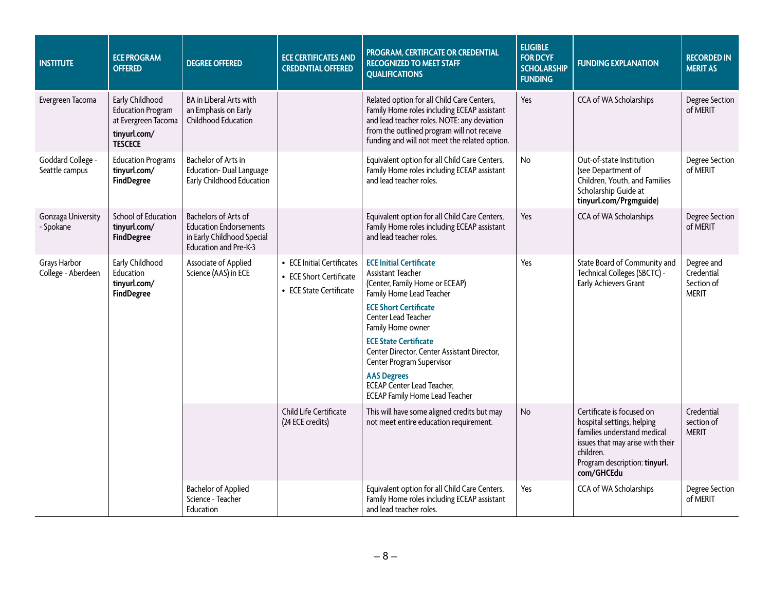| INSTITUTE | ECE PROGRAM OFFERED | DEGREE OFFERED | ECE CERTIFICATES AND CREDENTIAL OFFERED | PROGRAM, CERTIFICATE OR CREDENTIAL RECOGNIZED TO MEET STAFF QUALIFICATIONS | ELIGIBLE FOR DCYF SCHOLARSHIP FUNDING | FUNDING EXPLANATION | RECORDED IN MERIT AS |
|---|---|---|---|---|---|---|---|
| Evergreen Tacoma | Early Childhood Education Program at Evergreen Tacoma **tinyurl.com/TESCECE** | BA in Liberal Arts with an Emphasis on Early Childhood Education | | Related option for all Child Care Centers, Family Home roles including ECEAP assistant and lead teacher roles. NOTE: any deviation from the outlined program will not receive funding and will not meet the related option. | Yes | CCA of WA Scholarships | Degree Section of MERIT |
| Goddard College - Seattle campus | Education Programs **tinyurl.com/FindDegree** | Bachelor of Arts in Education- Dual Language Early Childhood Education | | Equivalent option for all Child Care Centers, Family Home roles including ECEAP assistant and lead teacher roles. | No | Out-of-state Institution (see Department of Children, Youth, and Families Scholarship Guide at **tinyurl.com/Prgmguide**) | Degree Section of MERIT |
| Gonzaga University - Spokane | School of Education **tinyurl.com/FindDegree** | Bachelors of Arts of Education Endorsements in Early Childhood Special Education and Pre-K-3 | | Equivalent option for all Child Care Centers, Family Home roles including ECEAP assistant and lead teacher roles. | Yes | CCA of WA Scholarships | Degree Section of MERIT |
| Grays Harbor College - Aberdeen | Early Childhood Education **tinyurl.com/FindDegree** | Associate of Applied Science (AAS) in ECE | • ECE Initial Certificates<br>• ECE Short Certificate<br>• ECE State Certificate | **ECE Initial Certificate**<br>Assistant Teacher<br>(Center, Family Home or ECEAP)<br>Family Home Lead Teacher<br>**ECE Short Certificate**<br>Center Lead Teacher<br>Family Home owner<br>**ECE State Certificate**<br>Center Director, Center Assistant Director, Center Program Supervisor<br>**AAS Degrees**<br>ECEAP Center Lead Teacher,<br>ECEAP Family Home Lead Teacher | Yes | State Board of Community and Technical Colleges (SBCTC) - Early Achievers Grant | Degree and Credential Section of MERIT |
| | | | Child Life Certificate (24 ECE credits) | This will have some aligned credits but may not meet entire education requirement. | No | Certificate is focused on hospital settings, helping families understand medical issues that may arise with their children.<br>Program description: **tinyurl.com/GHCEdu** | Credential section of MERIT |
| | | Bachelor of Applied Science - Teacher Education | | Equivalent option for all Child Care Centers, Family Home roles including ECEAP assistant and lead teacher roles. | Yes | CCA of WA Scholarships | Degree Section of MERIT |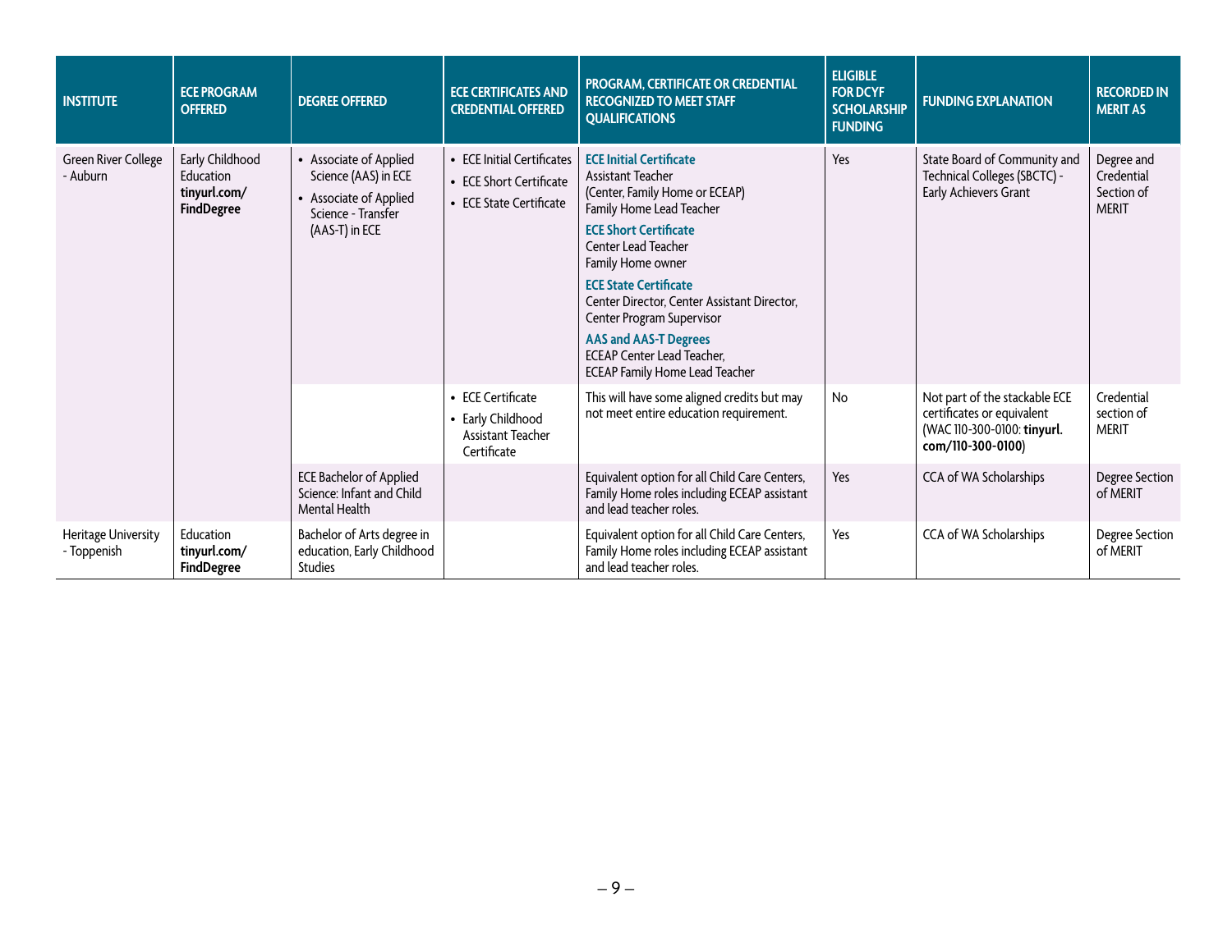| INSTITUTE | ECE PROGRAM OFFERED | DEGREE OFFERED | ECE CERTIFICATES AND CREDENTIAL OFFERED | PROGRAM, CERTIFICATE OR CREDENTIAL RECOGNIZED TO MEET STAFF QUALIFICATIONS | ELIGIBLE FOR DCYF SCHOLARSHIP FUNDING | FUNDING EXPLANATION | RECORDED IN MERIT AS |
|---|---|---|---|---|---|---|---|
| Green River College - Auburn | Early Childhood Education **tinyurl.com/FindDegree** | • Associate of Applied Science (AAS) in ECE<br>• Associate of Applied Science - Transfer (AAS-T) in ECE | • ECE Initial Certificates<br>• ECE Short Certificate<br>• ECE State Certificate | **ECE Initial Certificate**<br>Assistant Teacher<br>(Center, Family Home or ECEAP)<br>Family Home Lead Teacher<br>**ECE Short Certificate**<br>Center Lead Teacher<br>Family Home owner<br>**ECE State Certificate**<br>Center Director, Center Assistant Director, Center Program Supervisor<br>**AAS and AAS-T Degrees**<br>ECEAP Center Lead Teacher,<br>ECEAP Family Home Lead Teacher | Yes | State Board of Community and Technical Colleges (SBCTC) - Early Achievers Grant | Degree and Credential Section of MERIT |
| | | | • ECE Certificate<br>• Early Childhood Assistant Teacher Certificate | This will have some aligned credits but may not meet entire education requirement. | No | Not part of the stackable ECE certificates or equivalent (WAC 110-300-0100: **tinyurl.com/110-300-0100**) | Credential section of MERIT |
| | | ECE Bachelor of Applied Science: Infant and Child Mental Health | | Equivalent option for all Child Care Centers, Family Home roles including ECEAP assistant and lead teacher roles. | Yes | CCA of WA Scholarships | Degree Section of MERIT |
| Heritage University - Toppenish | Education **tinyurl.com/FindDegree** | Bachelor of Arts degree in education, Early Childhood Studies | | Equivalent option for all Child Care Centers, Family Home roles including ECEAP assistant and lead teacher roles. | Yes | CCA of WA Scholarships | Degree Section of MERIT |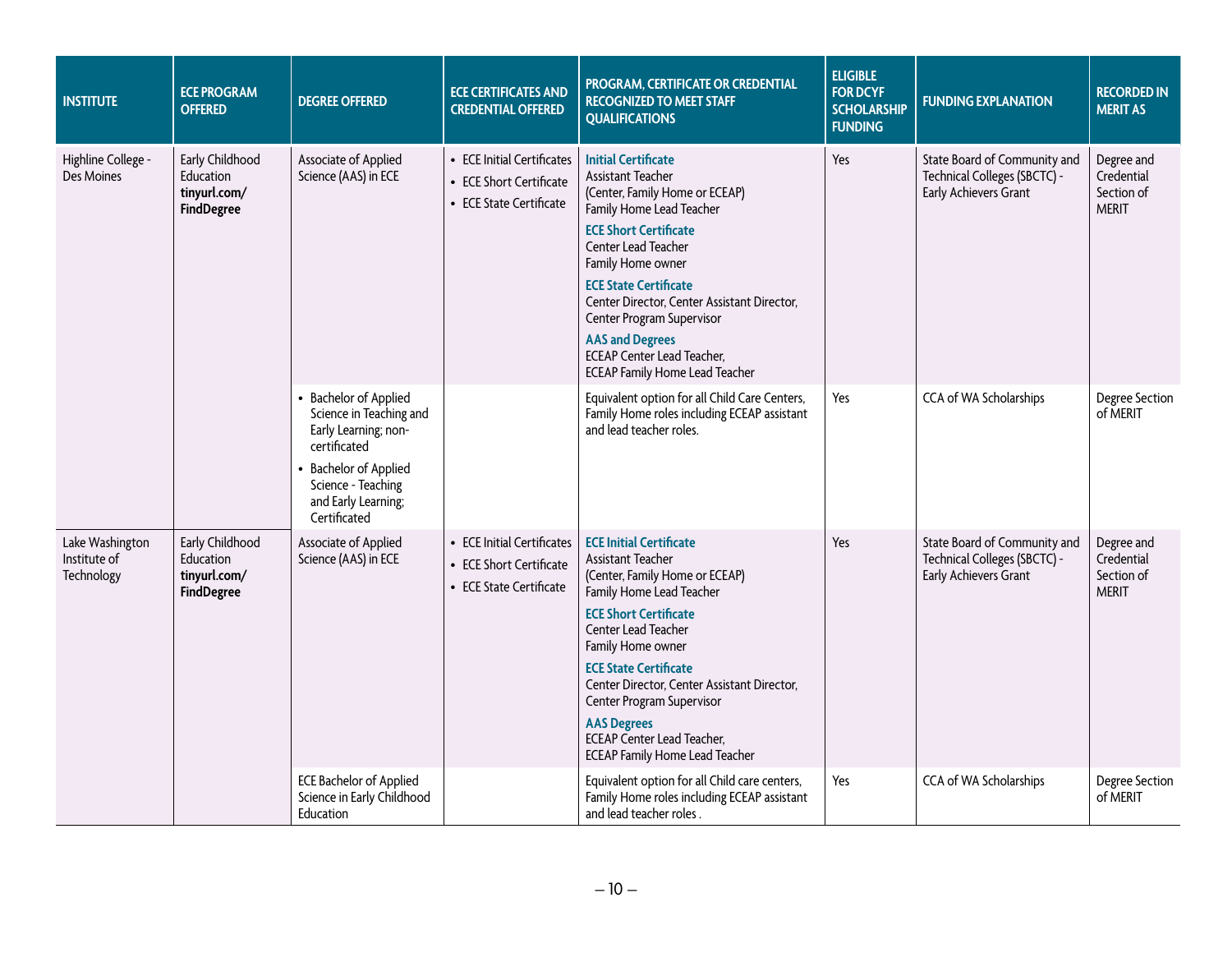| INSTITUTE | ECE PROGRAM OFFERED | DEGREE OFFERED | ECE CERTIFICATES AND CREDENTIAL OFFERED | PROGRAM, CERTIFICATE OR CREDENTIAL RECOGNIZED TO MEET STAFF QUALIFICATIONS | ELIGIBLE FOR DCYF SCHOLARSHIP FUNDING | FUNDING EXPLANATION | RECORDED IN MERIT AS |
|---|---|---|---|---|---|---|---|
| Highline College - Des Moines | Early Childhood Education **tinyurl.com/FindDegree** | Associate of Applied Science (AAS) in ECE | • ECE Initial Certificates<br>• ECE Short Certificate<br>• ECE State Certificate | **Initial Certificate**<br>Assistant Teacher<br>(Center, Family Home or ECEAP)<br>Family Home Lead Teacher<br>**ECE Short Certificate**<br>Center Lead Teacher<br>Family Home owner<br>**ECE State Certificate**<br>Center Director, Center Assistant Director, Center Program Supervisor<br>**AAS and Degrees**<br>ECEAP Center Lead Teacher,<br>ECEAP Family Home Lead Teacher | Yes | State Board of Community and Technical Colleges (SBCTC) - Early Achievers Grant | Degree and Credential Section of MERIT |
| | | • Bachelor of Applied Science in Teaching and Early Learning; non-certificated<br>• Bachelor of Applied Science - Teaching and Early Learning; Certificated | | Equivalent option for all Child Care Centers, Family Home roles including ECEAP assistant and lead teacher roles. | Yes | CCA of WA Scholarships | Degree Section of MERIT |
| Lake Washington Institute of Technology | Early Childhood Education **tinyurl.com/FindDegree** | Associate of Applied Science (AAS) in ECE | • ECE Initial Certificates<br>• ECE Short Certificate<br>• ECE State Certificate | **ECE Initial Certificate**<br>Assistant Teacher<br>(Center, Family Home or ECEAP)<br>Family Home Lead Teacher<br>**ECE Short Certificate**<br>Center Lead Teacher<br>Family Home owner<br>**ECE State Certificate**<br>Center Director, Center Assistant Director, Center Program Supervisor<br>**AAS Degrees**<br>ECEAP Center Lead Teacher,<br>ECEAP Family Home Lead Teacher | Yes | State Board of Community and Technical Colleges (SBCTC) - Early Achievers Grant | Degree and Credential Section of MERIT |
| | | ECE Bachelor of Applied Science in Early Childhood Education | | Equivalent option for all Child care centers, Family Home roles including ECEAP assistant and lead teacher roles . | Yes | CCA of WA Scholarships | Degree Section of MERIT |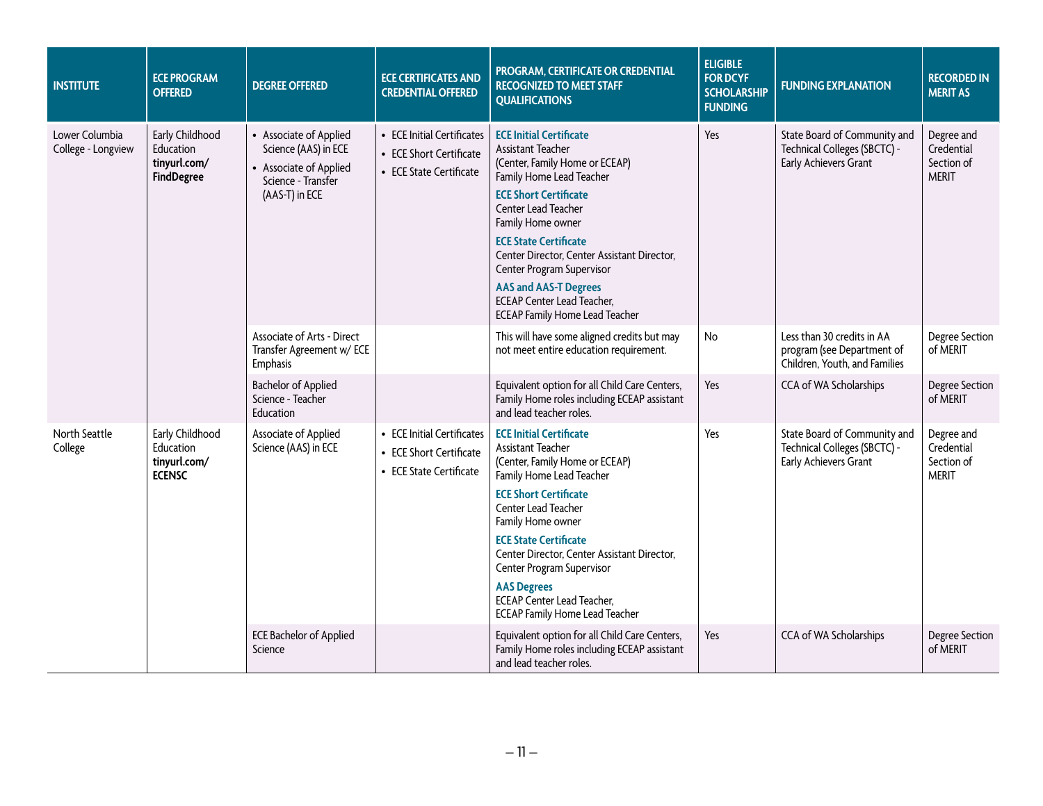| INSTITUTE | ECE PROGRAM OFFERED | DEGREE OFFERED | ECE CERTIFICATES AND CREDENTIAL OFFERED | PROGRAM, CERTIFICATE OR CREDENTIAL RECOGNIZED TO MEET STAFF QUALIFICATIONS | ELIGIBLE FOR DCYF SCHOLARSHIP FUNDING | FUNDING EXPLANATION | RECORDED IN MERIT AS |
|---|---|---|---|---|---|---|---|
| Lower Columbia College - Longview | Early Childhood Education **tinyurl.com/FindDegree** | • Associate of Applied Science (AAS) in ECE<br>• Associate of Applied Science - Transfer (AAS-T) in ECE | • ECE Initial Certificates<br>• ECE Short Certificate<br>• ECE State Certificate | **ECE Initial Certificate**<br>Assistant Teacher<br>(Center, Family Home or ECEAP)<br>Family Home Lead Teacher<br>**ECE Short Certificate**<br>Center Lead Teacher<br>Family Home owner<br>**ECE State Certificate**<br>Center Director, Center Assistant Director, Center Program Supervisor<br>**AAS and AAS-T Degrees**<br>ECEAP Center Lead Teacher,<br>ECEAP Family Home Lead Teacher | Yes | State Board of Community and Technical Colleges (SBCTC) - Early Achievers Grant | Degree and Credential Section of MERIT |
| | | Associate of Arts - Direct Transfer Agreement w/ ECE Emphasis | | This will have some aligned credits but may not meet entire education requirement. | No | Less than 30 credits in AA program (see Department of Children, Youth, and Families | Degree Section of MERIT |
| | | Bachelor of Applied Science - Teacher Education | | Equivalent option for all Child Care Centers, Family Home roles including ECEAP assistant and lead teacher roles. | Yes | CCA of WA Scholarships | Degree Section of MERIT |
| North Seattle College | Early Childhood Education **tinyurl.com/ECENSC** | Associate of Applied Science (AAS) in ECE | • ECE Initial Certificates<br>• ECE Short Certificate<br>• ECE State Certificate | **ECE Initial Certificate**<br>Assistant Teacher<br>(Center, Family Home or ECEAP)<br>Family Home Lead Teacher<br>**ECE Short Certificate**<br>Center Lead Teacher<br>Family Home owner<br>**ECE State Certificate**<br>Center Director, Center Assistant Director, Center Program Supervisor<br>**AAS Degrees**<br>ECEAP Center Lead Teacher,<br>ECEAP Family Home Lead Teacher | Yes | State Board of Community and Technical Colleges (SBCTC) - Early Achievers Grant | Degree and Credential Section of MERIT |
| | | ECE Bachelor of Applied Science | | Equivalent option for all Child Care Centers, Family Home roles including ECEAP assistant and lead teacher roles. | Yes | CCA of WA Scholarships | Degree Section of MERIT |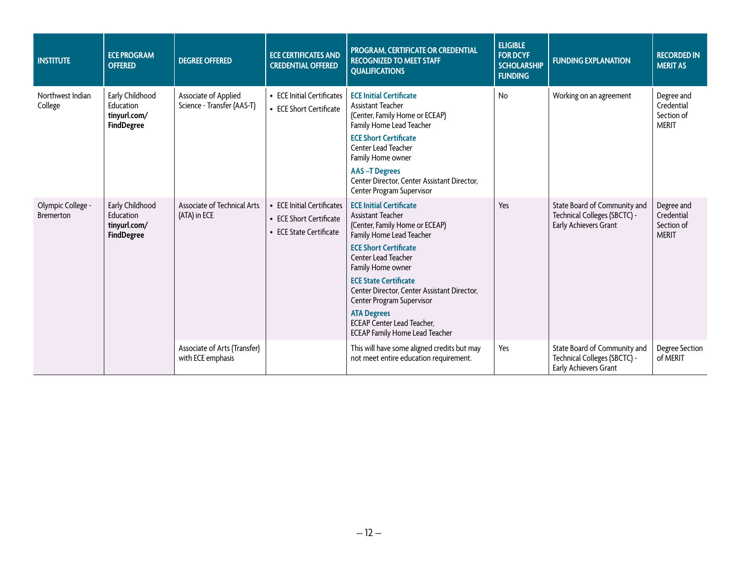| INSTITUTE | ECE PROGRAM OFFERED | DEGREE OFFERED | ECE CERTIFICATES AND CREDENTIAL OFFERED | PROGRAM, CERTIFICATE OR CREDENTIAL RECOGNIZED TO MEET STAFF QUALIFICATIONS | ELIGIBLE FOR DCYF SCHOLARSHIP FUNDING | FUNDING EXPLANATION | RECORDED IN MERIT AS |
|---|---|---|---|---|---|---|---|
| Northwest Indian College | Early Childhood Education **tinyurl.com/FindDegree** | Associate of Applied Science - Transfer (AAS-T) | • ECE Initial Certificates<br>• ECE Short Certificate | **ECE Initial Certificate**<br>Assistant Teacher<br>(Center, Family Home or ECEAP)<br>Family Home Lead Teacher<br>**ECE Short Certificate**<br>Center Lead Teacher<br>Family Home owner<br>**AAS –T Degrees**<br>Center Director, Center Assistant Director, Center Program Supervisor | No | Working on an agreement | Degree and Credential Section of MERIT |
| Olympic College - Bremerton | Early Childhood Education **tinyurl.com/FindDegree** | Associate of Technical Arts (ATA) in ECE | • ECE Initial Certificates<br>• ECE Short Certificate<br>• ECE State Certificate | **ECE Initial Certificate**<br>Assistant Teacher<br>(Center, Family Home or ECEAP)<br>Family Home Lead Teacher<br>**ECE Short Certificate**<br>Center Lead Teacher<br>Family Home owner<br>**ECE State Certificate**<br>Center Director, Center Assistant Director, Center Program Supervisor<br>**ATA Degrees**<br>ECEAP Center Lead Teacher,<br>ECEAP Family Home Lead Teacher | Yes | State Board of Community and Technical Colleges (SBCTC) - Early Achievers Grant | Degree and Credential Section of MERIT |
| | | Associate of Arts (Transfer) with ECE emphasis | | This will have some aligned credits but may not meet entire education requirement. | Yes | State Board of Community and Technical Colleges (SBCTC) - Early Achievers Grant | Degree Section of MERIT |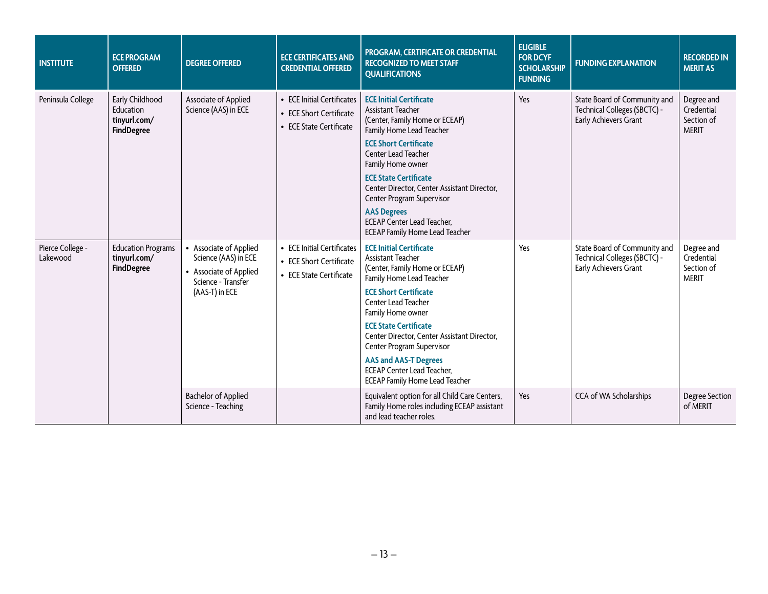| INSTITUTE | ECE PROGRAM OFFERED | DEGREE OFFERED | ECE CERTIFICATES AND CREDENTIAL OFFERED | PROGRAM, CERTIFICATE OR CREDENTIAL RECOGNIZED TO MEET STAFF QUALIFICATIONS | ELIGIBLE FOR DCYF SCHOLARSHIP FUNDING | FUNDING EXPLANATION | RECORDED IN MERIT AS |
|---|---|---|---|---|---|---|---|
| Peninsula College | Early Childhood Education **tinyurl.com/ FindDegree** | Associate of Applied Science (AAS) in ECE | • ECE Initial Certificates<br>• ECE Short Certificate<br>• ECE State Certificate | **ECE Initial Certificate**<br>Assistant Teacher<br>(Center, Family Home or ECEAP)<br>Family Home Lead Teacher<br>**ECE Short Certificate**<br>Center Lead Teacher<br>Family Home owner<br>**ECE State Certificate**<br>Center Director, Center Assistant Director, Center Program Supervisor<br>**AAS Degrees**<br>ECEAP Center Lead Teacher,<br>ECEAP Family Home Lead Teacher | Yes | State Board of Community and Technical Colleges (SBCTC) - Early Achievers Grant | Degree and Credential Section of MERIT |
| Pierce College - Lakewood | Education Programs **tinyurl.com/ FindDegree** | • Associate of Applied Science (AAS) in ECE<br>• Associate of Applied Science - Transfer (AAS-T) in ECE | • ECE Initial Certificates<br>• ECE Short Certificate<br>• ECE State Certificate | **ECE Initial Certificate**<br>Assistant Teacher<br>(Center, Family Home or ECEAP)<br>Family Home Lead Teacher<br>**ECE Short Certificate**<br>Center Lead Teacher<br>Family Home owner<br>**ECE State Certificate**<br>Center Director, Center Assistant Director, Center Program Supervisor<br>**AAS and AAS-T Degrees**<br>ECEAP Center Lead Teacher,<br>ECEAP Family Home Lead Teacher | Yes | State Board of Community and Technical Colleges (SBCTC) - Early Achievers Grant | Degree and Credential Section of MERIT |
| | | Bachelor of Applied Science - Teaching | | Equivalent option for all Child Care Centers, Family Home roles including ECEAP assistant and lead teacher roles. | Yes | CCA of WA Scholarships | Degree Section of MERIT |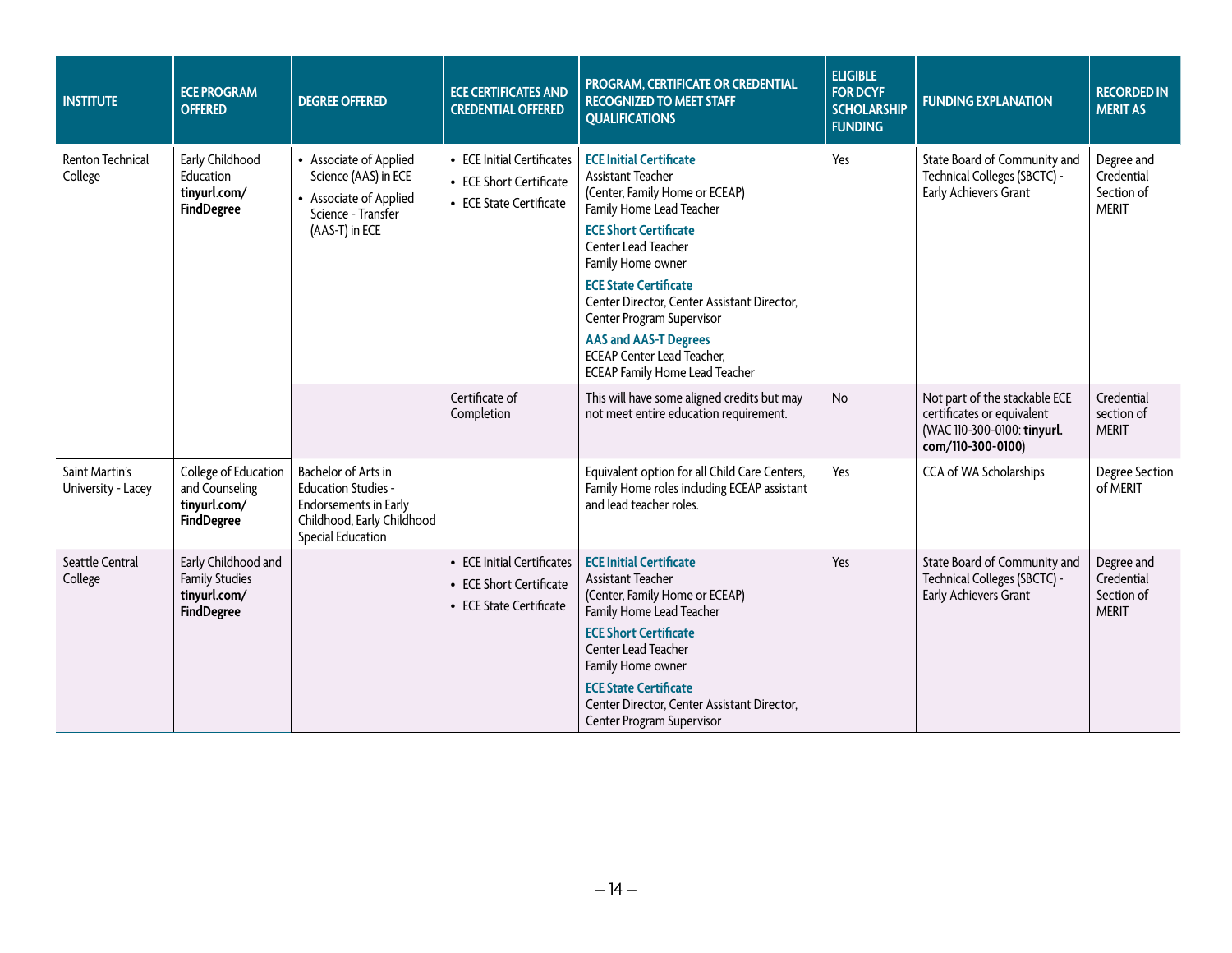| INSTITUTE | ECE PROGRAM OFFERED | DEGREE OFFERED | ECE CERTIFICATES AND CREDENTIAL OFFERED | PROGRAM, CERTIFICATE OR CREDENTIAL RECOGNIZED TO MEET STAFF QUALIFICATIONS | ELIGIBLE FOR DCYF SCHOLARSHIP FUNDING | FUNDING EXPLANATION | RECORDED IN MERIT AS |
|---|---|---|---|---|---|---|---|
| Renton Technical College | Early Childhood Education **tinyurl.com/FindDegree** | • Associate of Applied Science (AAS) in ECE<br>• Associate of Applied Science - Transfer (AAS-T) in ECE | • ECE Initial Certificates<br>• ECE Short Certificate<br>• ECE State Certificate | **ECE Initial Certificate**<br>Assistant Teacher<br>(Center, Family Home or ECEAP)<br>Family Home Lead Teacher<br>**ECE Short Certificate**<br>Center Lead Teacher<br>Family Home owner<br>**ECE State Certificate**<br>Center Director, Center Assistant Director, Center Program Supervisor<br>**AAS and AAS-T Degrees**<br>ECEAP Center Lead Teacher, ECEAP Family Home Lead Teacher | Yes | State Board of Community and Technical Colleges (SBCTC) - Early Achievers Grant | Degree and Credential Section of MERIT |
| | | | Certificate of Completion | This will have some aligned credits but may not meet entire education requirement. | No | Not part of the stackable ECE certificates or equivalent (WAC 110-300-0100: **tinyurl.com/110-300-0100**) | Credential section of MERIT |
| Saint Martin's University - Lacey | College of Education and Counseling **tinyurl.com/FindDegree** | Bachelor of Arts in Education Studies - Endorsements in Early Childhood, Early Childhood Special Education | | Equivalent option for all Child Care Centers, Family Home roles including ECEAP assistant and lead teacher roles. | Yes | CCA of WA Scholarships | Degree Section of MERIT |
| Seattle Central College | Early Childhood and Family Studies **tinyurl.com/FindDegree** | | • ECE Initial Certificates<br>• ECE Short Certificate<br>• ECE State Certificate | **ECE Initial Certificate**<br>Assistant Teacher<br>(Center, Family Home or ECEAP)<br>Family Home Lead Teacher<br>**ECE Short Certificate**<br>Center Lead Teacher<br>Family Home owner<br>**ECE State Certificate**<br>Center Director, Center Assistant Director, Center Program Supervisor | Yes | State Board of Community and Technical Colleges (SBCTC) - Early Achievers Grant | Degree and Credential Section of MERIT |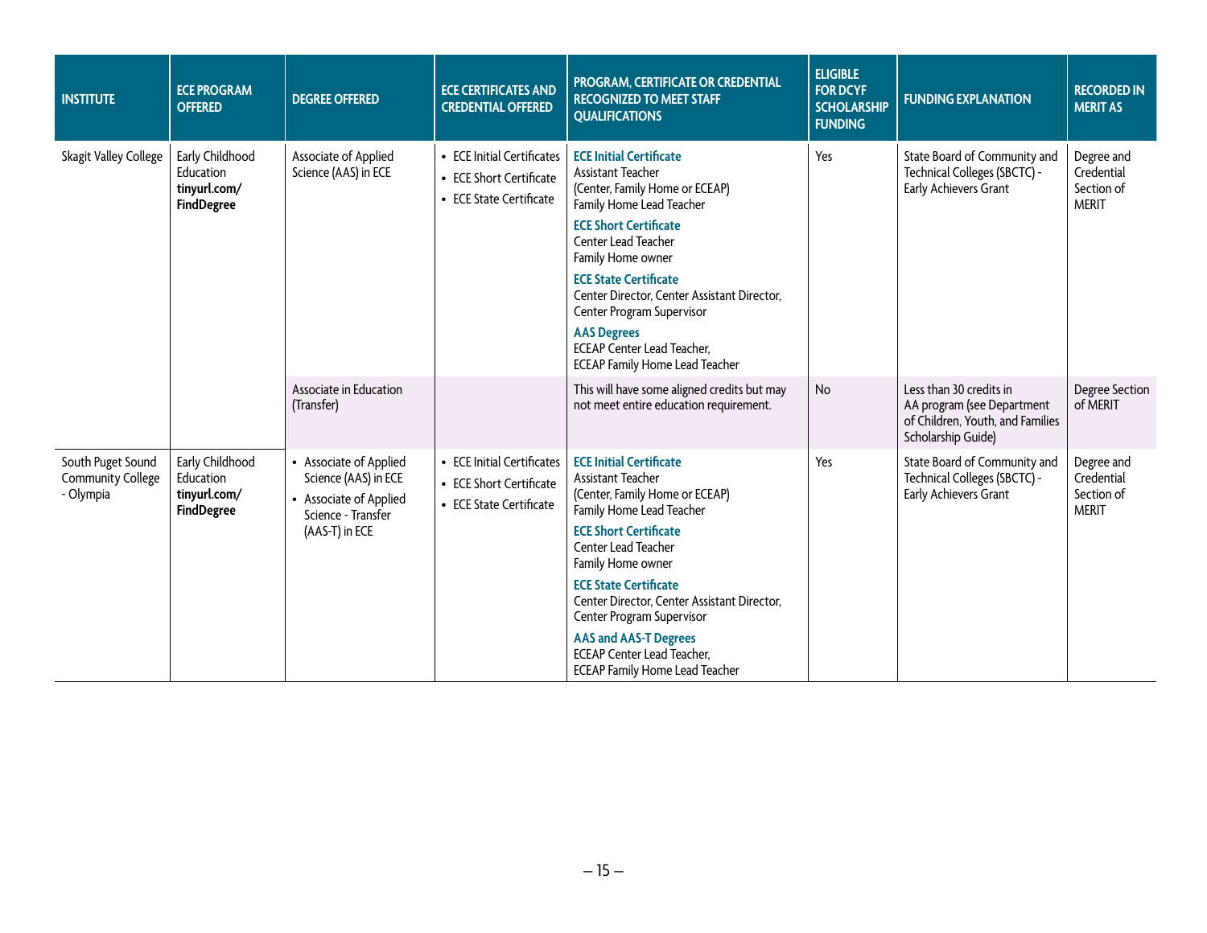| INSTITUTE | ECE PROGRAM OFFERED | DEGREE OFFERED | ECE CERTIFICATES AND CREDENTIAL OFFERED | PROGRAM, CERTIFICATE OR CREDENTIAL RECOGNIZED TO MEET STAFF QUALIFICATIONS | ELIGIBLE FOR DCYF SCHOLARSHIP FUNDING | FUNDING EXPLANATION | RECORDED IN MERIT AS |
|---|---|---|---|---|---|---|---|
| Skagit Valley College | Early Childhood Education **tinyurl.com/FindDegree** | Associate of Applied Science (AAS) in ECE | • ECE Initial Certificates<br>• ECE Short Certificate<br>• ECE State Certificate | **ECE Initial Certificate**<br>Assistant Teacher<br>(Center, Family Home or ECEAP)<br>Family Home Lead Teacher<br>**ECE Short Certificate**<br>Center Lead Teacher<br>Family Home owner<br>**ECE State Certificate**<br>Center Director, Center Assistant Director, Center Program Supervisor<br>**AAS Degrees**<br>ECEAP Center Lead Teacher,<br>ECEAP Family Home Lead Teacher | Yes | State Board of Community and Technical Colleges (SBCTC) - Early Achievers Grant | Degree and Credential Section of MERIT |
| | | Associate in Education (Transfer) | | This will have some aligned credits but may not meet entire education requirement. | No | Less than 30 credits in AA program (see Department of Children, Youth, and Families Scholarship Guide) | Degree Section of MERIT |
| South Puget Sound Community College - Olympia | Early Childhood Education **tinyurl.com/FindDegree** | • Associate of Applied Science (AAS) in ECE<br>• Associate of Applied Science - Transfer (AAS-T) in ECE | • ECE Initial Certificates<br>• ECE Short Certificate<br>• ECE State Certificate | **ECE Initial Certificate**<br>Assistant Teacher<br>(Center, Family Home or ECEAP)<br>Family Home Lead Teacher<br>**ECE Short Certificate**<br>Center Lead Teacher<br>Family Home owner<br>**ECE State Certificate**<br>Center Director, Center Assistant Director, Center Program Supervisor<br>**AAS and AAS-T Degrees**<br>ECEAP Center Lead Teacher,<br>ECEAP Family Home Lead Teacher | Yes | State Board of Community and Technical Colleges (SBCTC) - Early Achievers Grant | Degree and Credential Section of MERIT |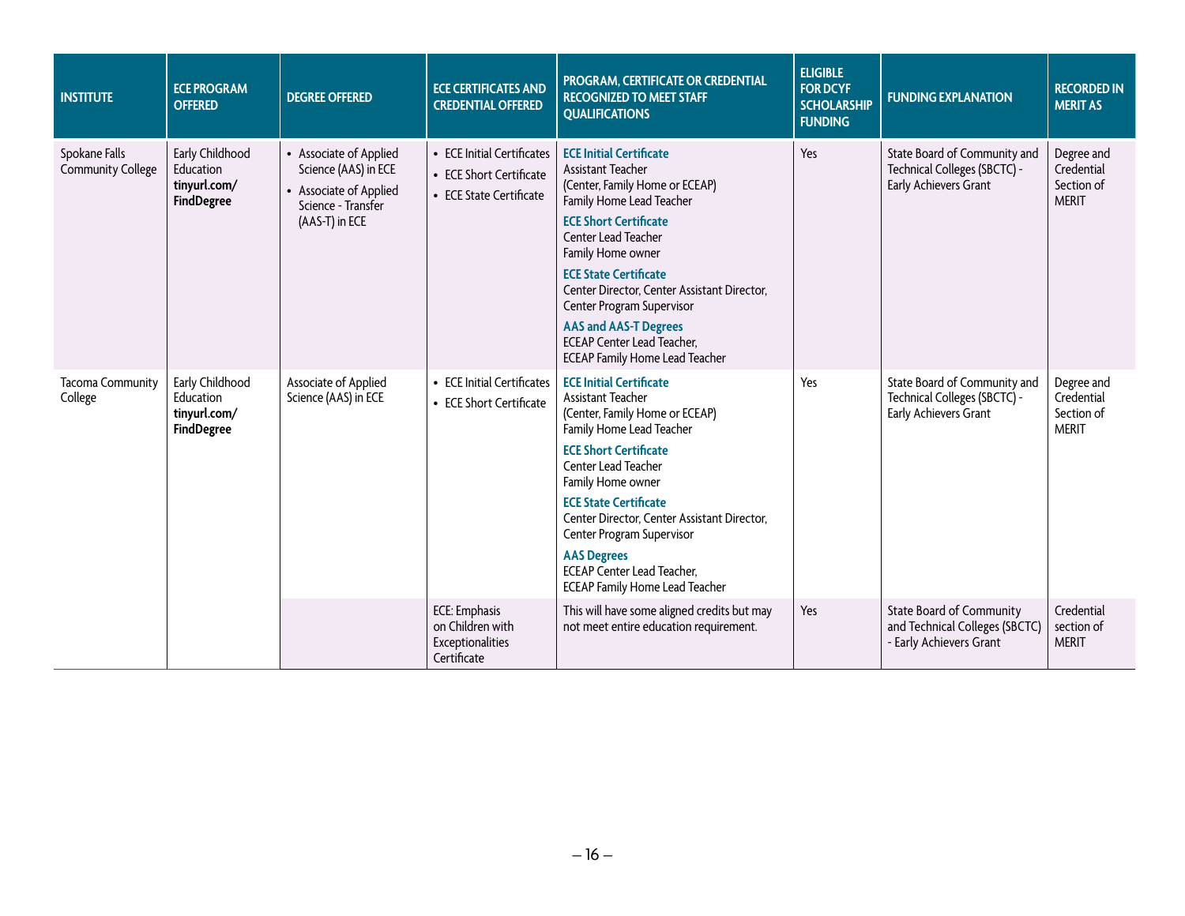| INSTITUTE | ECE PROGRAM OFFERED | DEGREE OFFERED | ECE CERTIFICATES AND CREDENTIAL OFFERED | PROGRAM, CERTIFICATE OR CREDENTIAL RECOGNIZED TO MEET STAFF QUALIFICATIONS | ELIGIBLE FOR DCYF SCHOLARSHIP FUNDING | FUNDING EXPLANATION | RECORDED IN MERIT AS |
|---|---|---|---|---|---|---|---|
| Spokane Falls Community College | Early Childhood Education **tinyurl.com/FindDegree** | • Associate of Applied Science (AAS) in ECE<br>• Associate of Applied Science - Transfer (AAS-T) in ECE | • ECE Initial Certificates<br>• ECE Short Certificate<br>• ECE State Certificate | **ECE Initial Certificate**<br>Assistant Teacher<br>(Center, Family Home or ECEAP)<br>Family Home Lead Teacher<br>**ECE Short Certificate**<br>Center Lead Teacher<br>Family Home owner<br>**ECE State Certificate**<br>Center Director, Center Assistant Director, Center Program Supervisor<br>**AAS and AAS-T Degrees**<br>ECEAP Center Lead Teacher,<br>ECEAP Family Home Lead Teacher | Yes | State Board of Community and Technical Colleges (SBCTC) - Early Achievers Grant | Degree and Credential Section of MERIT |
| Tacoma Community College | Early Childhood Education **tinyurl.com/FindDegree** | Associate of Applied Science (AAS) in ECE | • ECE Initial Certificates<br>• ECE Short Certificate | **ECE Initial Certificate**<br>Assistant Teacher<br>(Center, Family Home or ECEAP)<br>Family Home Lead Teacher<br>**ECE Short Certificate**<br>Center Lead Teacher<br>Family Home owner<br>**ECE State Certificate**<br>Center Director, Center Assistant Director, Center Program Supervisor<br>**AAS Degrees**<br>ECEAP Center Lead Teacher,<br>ECEAP Family Home Lead Teacher | Yes | State Board of Community and Technical Colleges (SBCTC) - Early Achievers Grant | Degree and Credential Section of MERIT |
| | | | ECE: Emphasis on Children with Exceptionalities Certificate | This will have some aligned credits but may not meet entire education requirement. | Yes | State Board of Community and Technical Colleges (SBCTC) - Early Achievers Grant | Credential section of MERIT |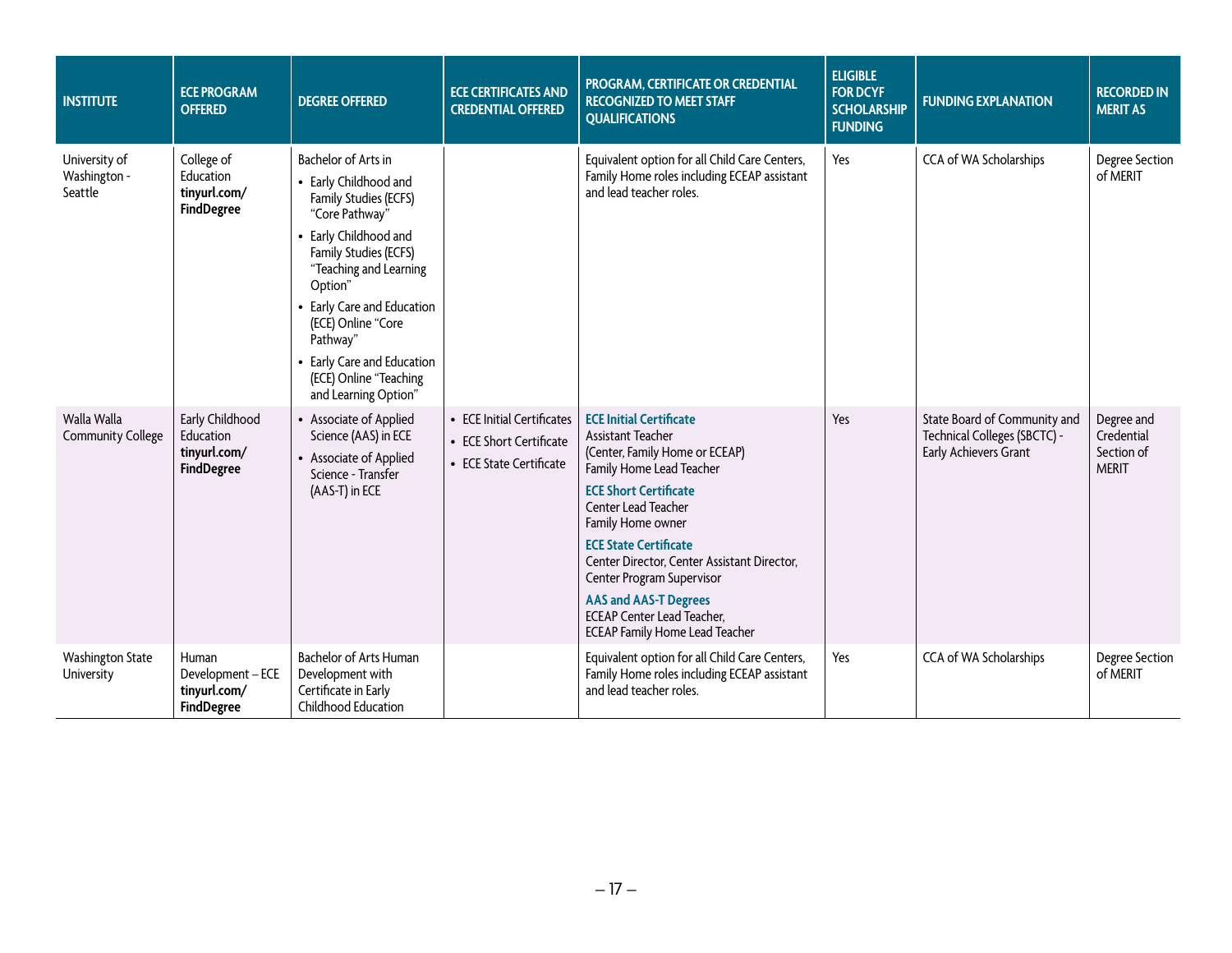| INSTITUTE | ECE PROGRAM OFFERED | DEGREE OFFERED | ECE CERTIFICATES AND CREDENTIAL OFFERED | PROGRAM, CERTIFICATE OR CREDENTIAL RECOGNIZED TO MEET STAFF QUALIFICATIONS | ELIGIBLE FOR DCYF SCHOLARSHIP FUNDING | FUNDING EXPLANATION | RECORDED IN MERIT AS |
|---|---|---|---|---|---|---|---|
| University of Washington - Seattle | College of Education **tinyurl.com/FindDegree** | Bachelor of Arts in<br>• Early Childhood and Family Studies (ECFS) "Core Pathway"<br>• Early Childhood and Family Studies (ECFS) "Teaching and Learning Option"<br>• Early Care and Education (ECE) Online "Core Pathway"<br>• Early Care and Education (ECE) Online "Teaching and Learning Option" | | Equivalent option for all Child Care Centers, Family Home roles including ECEAP assistant and lead teacher roles. | Yes | CCA of WA Scholarships | Degree Section of MERIT |
| Walla Walla Community College | Early Childhood Education **tinyurl.com/FindDegree** | • Associate of Applied Science (AAS) in ECE<br>• Associate of Applied Science - Transfer (AAS-T) in ECE | • ECE Initial Certificates<br>• ECE Short Certificate<br>• ECE State Certificate | **ECE Initial Certificate**<br>Assistant Teacher<br>(Center, Family Home or ECEAP)<br>Family Home Lead Teacher<br>**ECE Short Certificate**<br>Center Lead Teacher<br>Family Home owner<br>**ECE State Certificate**<br>Center Director, Center Assistant Director, Center Program Supervisor<br>**AAS and AAS-T Degrees**<br>ECEAP Center Lead Teacher,<br>ECEAP Family Home Lead Teacher | Yes | State Board of Community and Technical Colleges (SBCTC) - Early Achievers Grant | Degree and Credential Section of MERIT |
| Washington State University | Human Development – ECE **tinyurl.com/FindDegree** | Bachelor of Arts Human Development with Certificate in Early Childhood Education | | Equivalent option for all Child Care Centers, Family Home roles including ECEAP assistant and lead teacher roles. | Yes | CCA of WA Scholarships | Degree Section of MERIT |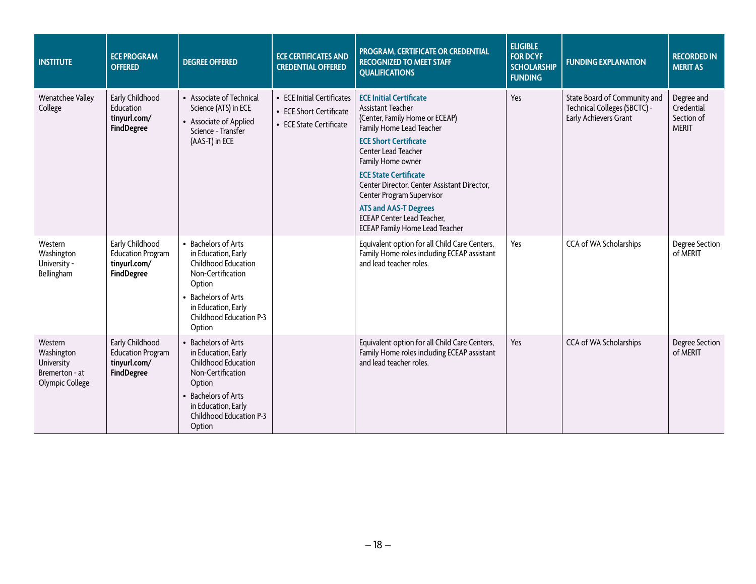| INSTITUTE | ECE PROGRAM OFFERED | DEGREE OFFERED | ECE CERTIFICATES AND CREDENTIAL OFFERED | PROGRAM, CERTIFICATE OR CREDENTIAL RECOGNIZED TO MEET STAFF QUALIFICATIONS | ELIGIBLE FOR DCYF SCHOLARSHIP FUNDING | FUNDING EXPLANATION | RECORDED IN MERIT AS |
|---|---|---|---|---|---|---|---|
| Wenatchee Valley College | Early Childhood Education **tinyurl.com/FindDegree** | • Associate of Technical Science (ATS) in ECE<br>• Associate of Applied Science - Transfer (AAS-T) in ECE | • ECE Initial Certificates<br>• ECE Short Certificate<br>• ECE State Certificate | **ECE Initial Certificate**<br>Assistant Teacher (Center, Family Home or ECEAP)<br>Family Home Lead Teacher<br>**ECE Short Certificate**<br>Center Lead Teacher<br>Family Home owner<br>**ECE State Certificate**<br>Center Director, Center Assistant Director, Center Program Supervisor<br>**ATS and AAS-T Degrees**<br>ECEAP Center Lead Teacher,<br>ECEAP Family Home Lead Teacher | Yes | State Board of Community and Technical Colleges (SBCTC) - Early Achievers Grant | Degree and Credential Section of MERIT |
| Western Washington University - Bellingham | Early Childhood Education Program **tinyurl.com/FindDegree** | • Bachelors of Arts in Education, Early Childhood Education Non-Certification Option<br>• Bachelors of Arts in Education, Early Childhood Education P-3 Option | | Equivalent option for all Child Care Centers, Family Home roles including ECEAP assistant and lead teacher roles. | Yes | CCA of WA Scholarships | Degree Section of MERIT |
| Western Washington University Bremerton - at Olympic College | Early Childhood Education Program **tinyurl.com/FindDegree** | • Bachelors of Arts in Education, Early Childhood Education Non-Certification Option<br>• Bachelors of Arts in Education, Early Childhood Education P-3 Option | | Equivalent option for all Child Care Centers, Family Home roles including ECEAP assistant and lead teacher roles. | Yes | CCA of WA Scholarships | Degree Section of MERIT |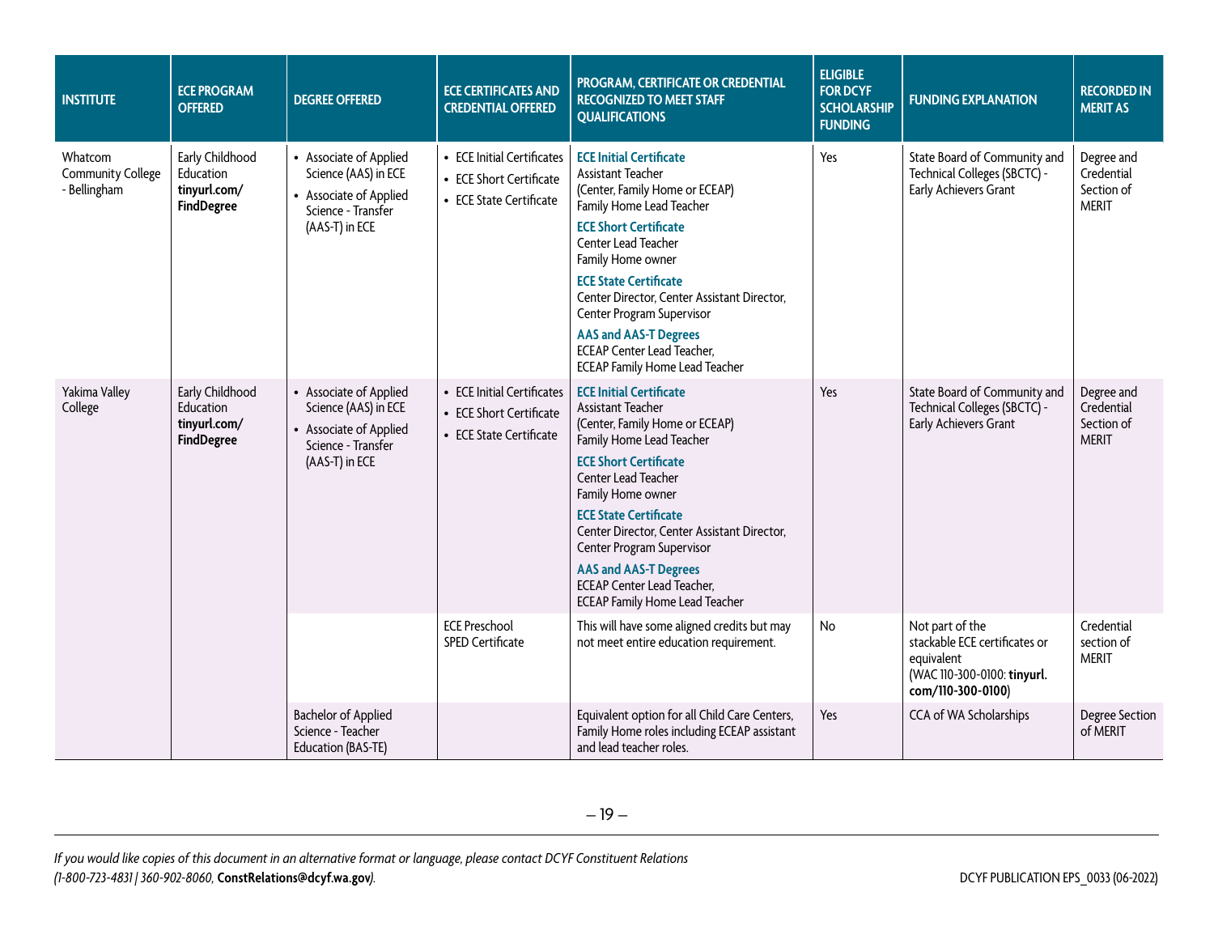| INSTITUTE | ECE PROGRAM OFFERED | DEGREE OFFERED | ECE CERTIFICATES AND CREDENTIAL OFFERED | PROGRAM, CERTIFICATE OR CREDENTIAL RECOGNIZED TO MEET STAFF QUALIFICATIONS | ELIGIBLE FOR DCYF SCHOLARSHIP FUNDING | FUNDING EXPLANATION | RECORDED IN MERIT AS |
|---|---|---|---|---|---|---|---|
| Whatcom Community College - Bellingham | Early Childhood Education **tinyurl.com/FindDegree** | • Associate of Applied Science (AAS) in ECE<br>• Associate of Applied Science - Transfer (AAS-T) in ECE | • ECE Initial Certificates<br>• ECE Short Certificate<br>• ECE State Certificate | **ECE Initial Certificate**<br>Assistant Teacher<br>(Center, Family Home or ECEAP)<br>Family Home Lead Teacher<br>**ECE Short Certificate**<br>Center Lead Teacher<br>Family Home owner<br>**ECE State Certificate**<br>Center Director, Center Assistant Director, Center Program Supervisor<br>**AAS and AAS-T Degrees**<br>ECEAP Center Lead Teacher,<br>ECEAP Family Home Lead Teacher | Yes | State Board of Community and Technical Colleges (SBCTC) - Early Achievers Grant | Degree and Credential Section of MERIT |
| Yakima Valley College | Early Childhood Education **tinyurl.com/FindDegree** | • Associate of Applied Science (AAS) in ECE<br>• Associate of Applied Science - Transfer (AAS-T) in ECE | • ECE Initial Certificates<br>• ECE Short Certificate<br>• ECE State Certificate | **ECE Initial Certificate**<br>Assistant Teacher<br>(Center, Family Home or ECEAP)<br>Family Home Lead Teacher<br>**ECE Short Certificate**<br>Center Lead Teacher<br>Family Home owner<br>**ECE State Certificate**<br>Center Director, Center Assistant Director, Center Program Supervisor<br>**AAS and AAS-T Degrees**<br>ECEAP Center Lead Teacher,<br>ECEAP Family Home Lead Teacher | Yes | State Board of Community and Technical Colleges (SBCTC) - Early Achievers Grant | Degree and Credential Section of MERIT |
| | | | ECE Preschool SPED Certificate | This will have some aligned credits but may not meet entire education requirement. | No | Not part of the stackable ECE certificates or equivalent (WAC 110-300-0100: **tinyurl.com/110-300-0100**) | Credential section of MERIT |
| | | Bachelor of Applied Science - Teacher Education (BAS-TE) | | Equivalent option for all Child Care Centers, Family Home roles including ECEAP assistant and lead teacher roles. | Yes | CCA of WA Scholarships | Degree Section of MERIT |

*If you would like copies of this document in an alternative format or language, please contact DCYF Constituent Relations (1-800-723-4831 | 360-902-8060, **ConstRelations@dcyf.wa.gov**).*

DCYF PUBLICATION EPS_0033 (06-2022)